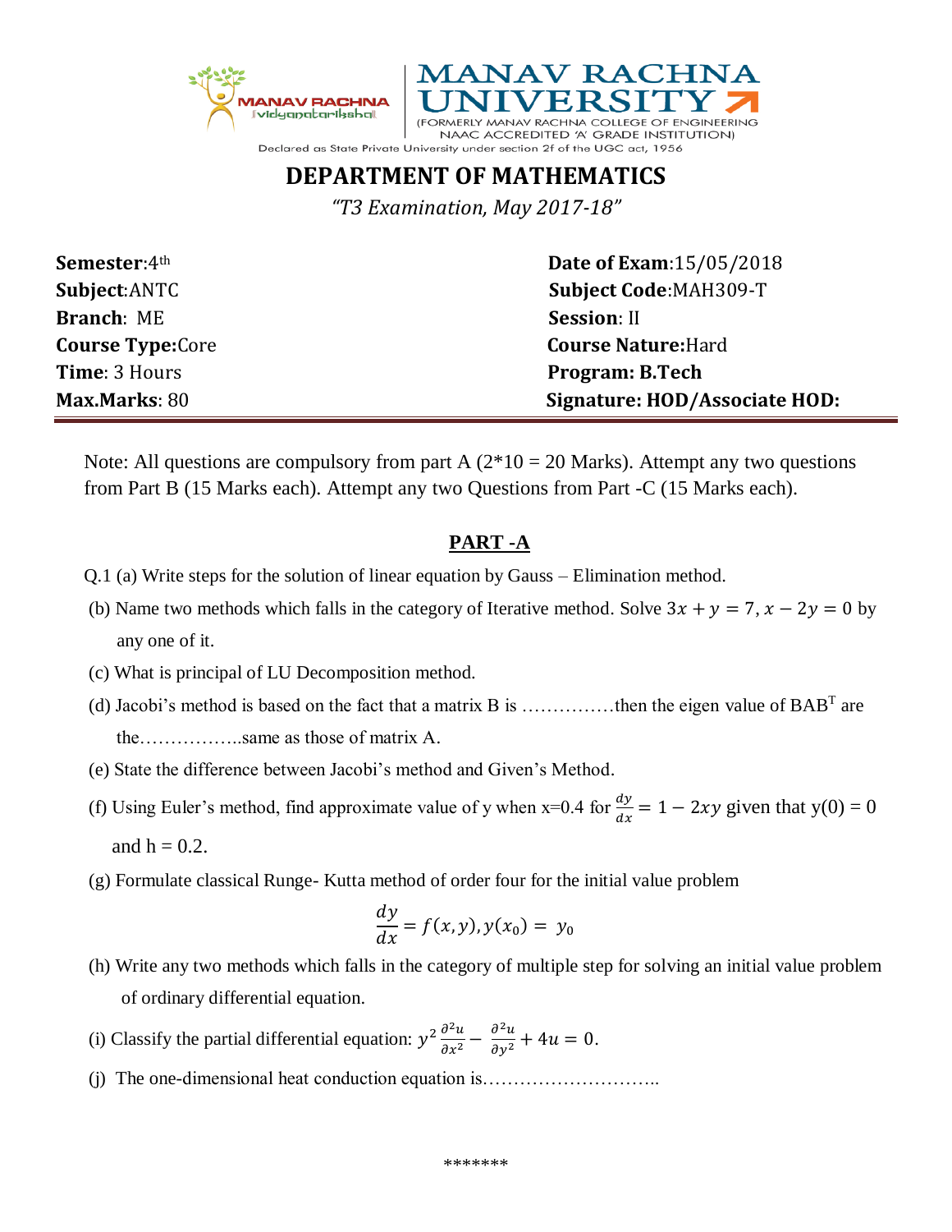MANAV RACHNA vidyanatariksha

# MANAV RACHNA UNIVERSITY

(FORMERLY MANAV RACHNA COLLEGE OF ENGINEERING NAAC ACCREDITED 'A' GRADE INSTITUTION)

Declared as State Private University under section 2f of the UGC act, 1956

## DEPARTMENT OF MATHEMATICS

*"T3 Examination, May 2017-18"*

| | |
|---|---|
| **Semester**:4th | **Date of Exam**:15/05/2018 |
| **Subject**:ANTC | **Subject Code**:MAH309-T |
| **Branch**: ME | **Session**: II |
| **Course Type:**Core | **Course Nature:**Hard |
| **Time**: 3 Hours | **Program: B.Tech** |
| **Max.Marks**: 80 | **Signature: HOD/Associate HOD:** |

Note: All questions are compulsory from part A (2*10 = 20 Marks). Attempt any two questions from Part B (15 Marks each). Attempt any two Questions from Part -C (15 Marks each).

### PART -A

Q.1 (a) Write steps for the solution of linear equation by Gauss – Elimination method.

(b) Name two methods which falls in the category of Iterative method. Solve $3x + y = 7, x - 2y = 0$ by any one of it.

(c) What is principal of LU Decomposition method.

(d) Jacobi's method is based on the fact that a matrix B is ……………then the eigen value of $BAB^T$ are the……………..same as those of matrix A.

(e) State the difference between Jacobi's method and Given's Method.

(f) Using Euler's method, find approximate value of y when x=0.4 for $\frac{dy}{dx} = 1 - 2xy$ given that y(0) = 0 and h = 0.2.

(g) Formulate classical Runge- Kutta method of order four for the initial value problem

$$\frac{dy}{dx} = f(x,y), y(x_0) = y_0$$

(h) Write any two methods which falls in the category of multiple step for solving an initial value problem of ordinary differential equation.

(i) Classify the partial differential equation: $y^2 \frac{\partial^2 u}{\partial x^2} - \frac{\partial^2 u}{\partial y^2} + 4u = 0$.

(j) The one-dimensional heat conduction equation is………………………..

*******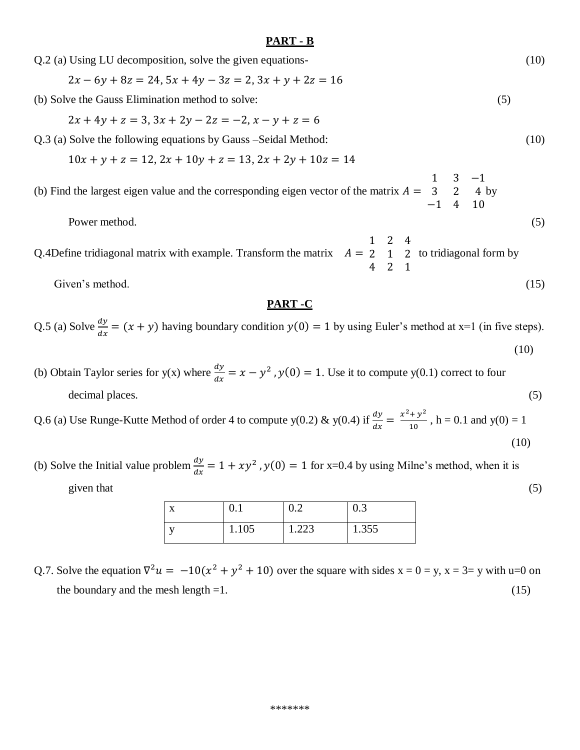## PART - B

Q.2 (a) Using LU decomposition, solve the given equations- (10)

$$2x - 6y + 8z = 24, 5x + 4y - 3z = 2, 3x + y + 2z = 16$$

(b) Solve the Gauss Elimination method to solve: (5)

$$2x + 4y + z = 3, 3x + 2y - 2z = -2, x - y + z = 6$$

Q.3 (a) Solve the following equations by Gauss –Seidal Method: (10)

$$10x + y + z = 12, 2x + 10y + z = 13, 2x + 2y + 10z = 14$$

(b) Find the largest eigen value and the corresponding eigen vector of the matrix $A = \begin{matrix} 1 & 3 & -1 \\ 3 & 2 & 4 \\ -1 & 4 & 10 \end{matrix}$ by Power method. (5)

Q.4 Define tridiagonal matrix with example. Transform the matrix $A = \begin{matrix} 1 & 2 & 4 \\ 2 & 1 & 2 \\ 4 & 2 & 1 \end{matrix}$ to tridiagonal form by Given's method. (15)

## PART -C

Q.5 (a) Solve $\frac{dy}{dx} = (x + y)$ having boundary condition $y(0) = 1$ by using Euler's method at x=1 (in five steps). (10)

(b) Obtain Taylor series for y(x) where $\frac{dy}{dx} = x - y^2, y(0) = 1$. Use it to compute y(0.1) correct to four decimal places. (5)

Q.6 (a) Use Runge-Kutte Method of order 4 to compute y(0.2) & y(0.4) if $\frac{dy}{dx} = \frac{x^2 + y^2}{10}$, h = 0.1 and y(0) = 1 (10)

(b) Solve the Initial value problem $\frac{dy}{dx} = 1 + xy^2, y(0) = 1$ for x=0.4 by using Milne's method, when it is given that (5)

| | | | |
|---|---|---|---|
| x | 0.1 | 0.2 | 0.3 |
| y | 1.105 | 1.223 | 1.355 |

Q.7. Solve the equation $\nabla^2 u = -10(x^2 + y^2 + 10)$ over the square with sides x = 0 = y, x = 3= y with u=0 on the boundary and the mesh length =1. (15)

*******